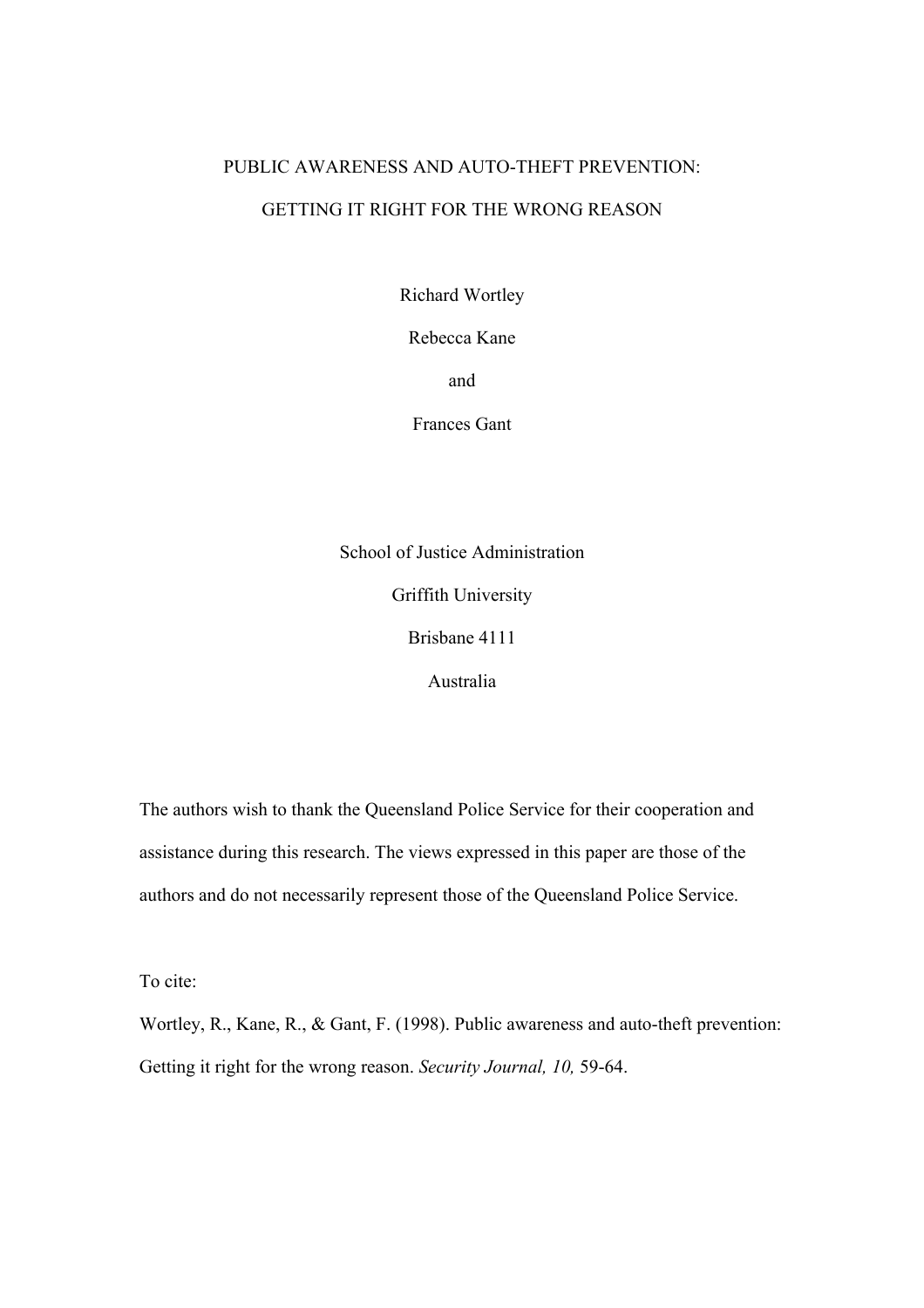# PUBLIC AWARENESS AND AUTO-THEFT PREVENTION:

# GETTING IT RIGHT FOR THE WRONG REASON

Richard Wortley

Rebecca Kane

and

Frances Gant

School of Justice Administration

Griffith University

Brisbane 4111

Australia

The authors wish to thank the Queensland Police Service for their cooperation and assistance during this research. The views expressed in this paper are those of the authors and do not necessarily represent those of the Queensland Police Service.

To cite:

Wortley, R., Kane, R., & Gant, F. (1998). Public awareness and auto-theft prevention: Getting it right for the wrong reason. *Security Journal, 10,* 59-64.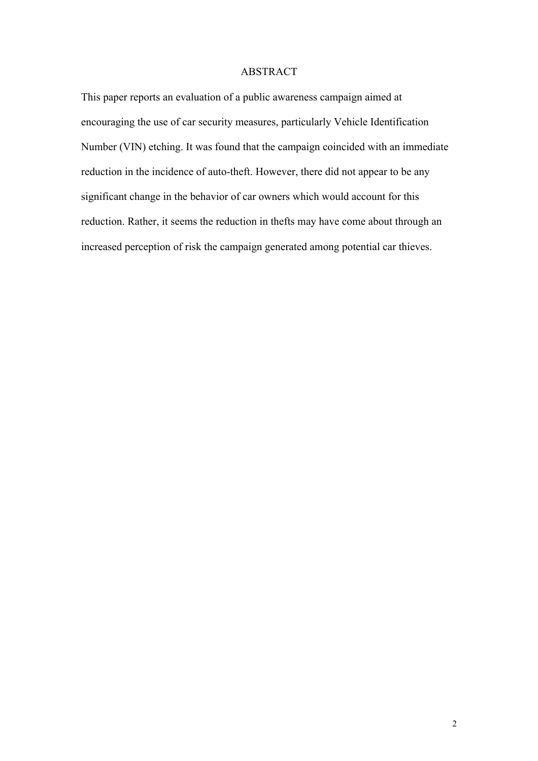# ABSTRACT

This paper reports an evaluation of a public awareness campaign aimed at encouraging the use of car security measures, particularly Vehicle Identification Number (VIN) etching. It was found that the campaign coincided with an immediate reduction in the incidence of auto-theft. However, there did not appear to be any significant change in the behavior of car owners which would account for this reduction. Rather, it seems the reduction in thefts may have come about through an increased perception of risk the campaign generated among potential car thieves.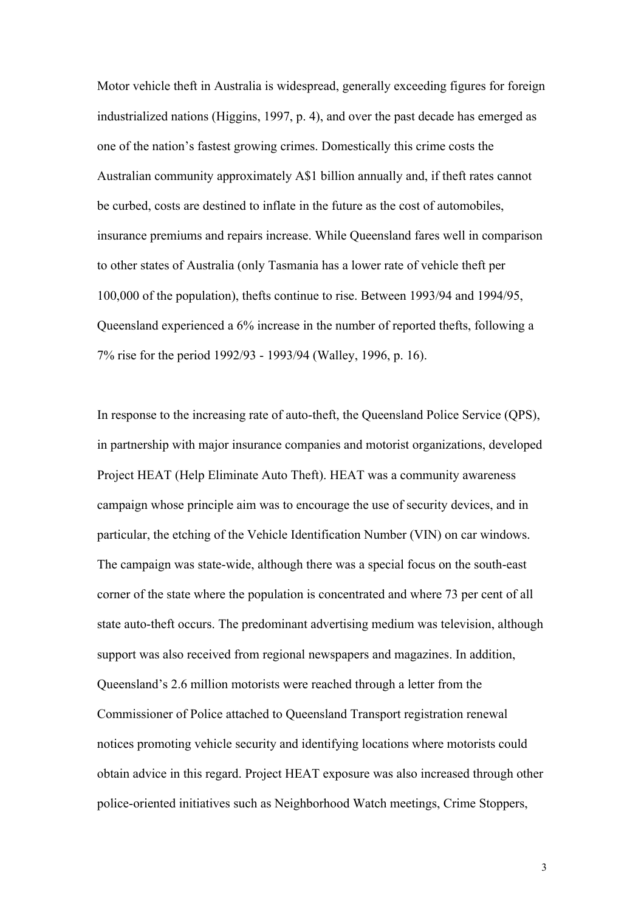Motor vehicle theft in Australia is widespread, generally exceeding figures for foreign industrialized nations (Higgins, 1997, p. 4), and over the past decade has emerged as one of the nation's fastest growing crimes. Domestically this crime costs the Australian community approximately A$1 billion annually and, if theft rates cannot be curbed, costs are destined to inflate in the future as the cost of automobiles, insurance premiums and repairs increase. While Queensland fares well in comparison to other states of Australia (only Tasmania has a lower rate of vehicle theft per 100,000 of the population), thefts continue to rise. Between 1993/94 and 1994/95, Queensland experienced a 6% increase in the number of reported thefts, following a 7% rise for the period 1992/93 - 1993/94 (Walley, 1996, p. 16).

In response to the increasing rate of auto-theft, the Queensland Police Service (QPS), in partnership with major insurance companies and motorist organizations, developed Project HEAT (Help Eliminate Auto Theft). HEAT was a community awareness campaign whose principle aim was to encourage the use of security devices, and in particular, the etching of the Vehicle Identification Number (VIN) on car windows. The campaign was state-wide, although there was a special focus on the south-east corner of the state where the population is concentrated and where 73 per cent of all state auto-theft occurs. The predominant advertising medium was television, although support was also received from regional newspapers and magazines. In addition, Queensland's 2.6 million motorists were reached through a letter from the Commissioner of Police attached to Queensland Transport registration renewal notices promoting vehicle security and identifying locations where motorists could obtain advice in this regard. Project HEAT exposure was also increased through other police-oriented initiatives such as Neighborhood Watch meetings, Crime Stoppers,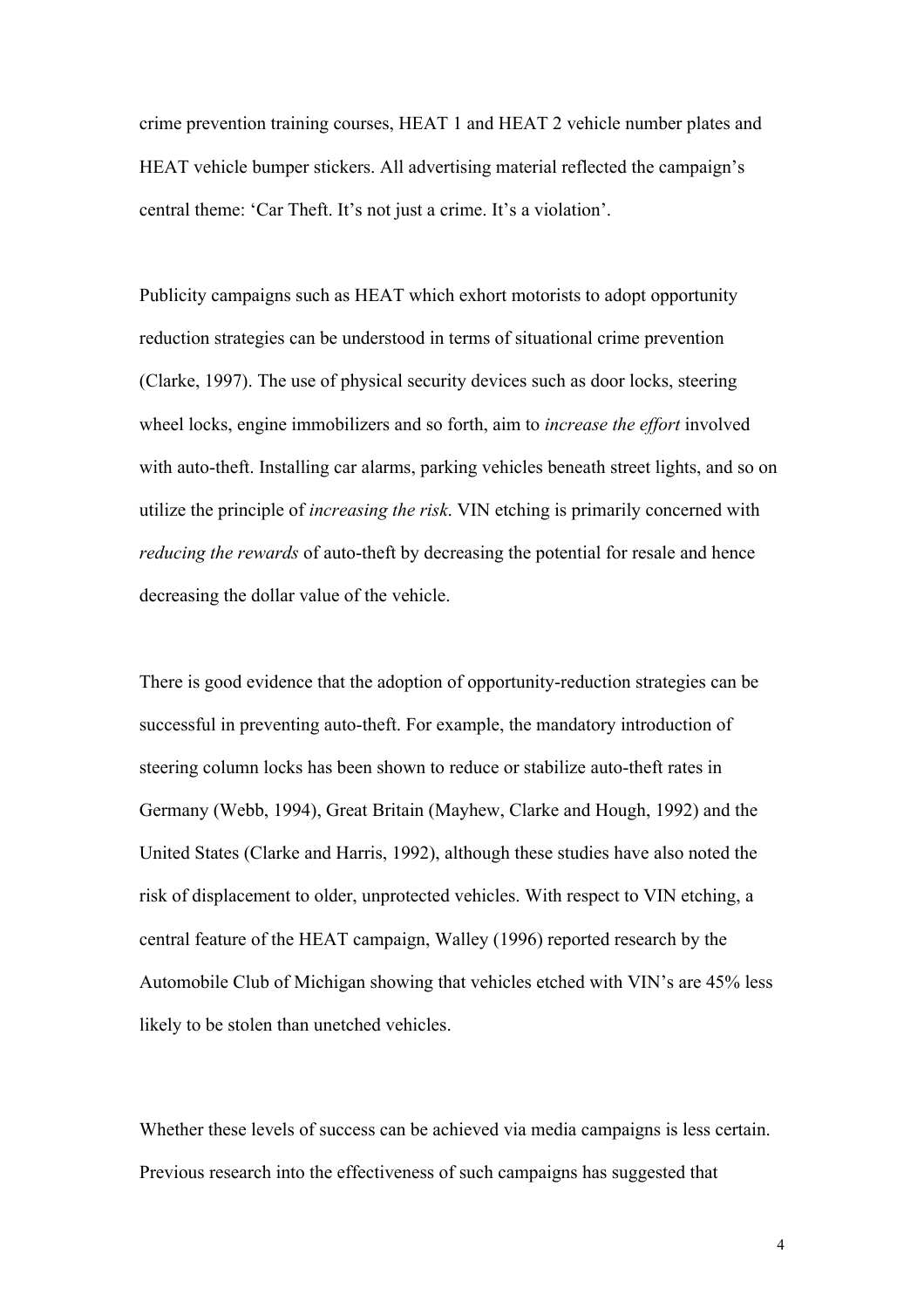crime prevention training courses, HEAT 1 and HEAT 2 vehicle number plates and HEAT vehicle bumper stickers. All advertising material reflected the campaign's central theme: 'Car Theft. It's not just a crime. It's a violation'.

Publicity campaigns such as HEAT which exhort motorists to adopt opportunity reduction strategies can be understood in terms of situational crime prevention (Clarke, 1997). The use of physical security devices such as door locks, steering wheel locks, engine immobilizers and so forth, aim to *increase the effort* involved with auto-theft. Installing car alarms, parking vehicles beneath street lights, and so on utilize the principle of *increasing the risk*. VIN etching is primarily concerned with *reducing the rewards* of auto-theft by decreasing the potential for resale and hence decreasing the dollar value of the vehicle.

There is good evidence that the adoption of opportunity-reduction strategies can be successful in preventing auto-theft. For example, the mandatory introduction of steering column locks has been shown to reduce or stabilize auto-theft rates in Germany (Webb, 1994), Great Britain (Mayhew, Clarke and Hough, 1992) and the United States (Clarke and Harris, 1992), although these studies have also noted the risk of displacement to older, unprotected vehicles. With respect to VIN etching, a central feature of the HEAT campaign, Walley (1996) reported research by the Automobile Club of Michigan showing that vehicles etched with VIN's are 45% less likely to be stolen than unetched vehicles.

Whether these levels of success can be achieved via media campaigns is less certain. Previous research into the effectiveness of such campaigns has suggested that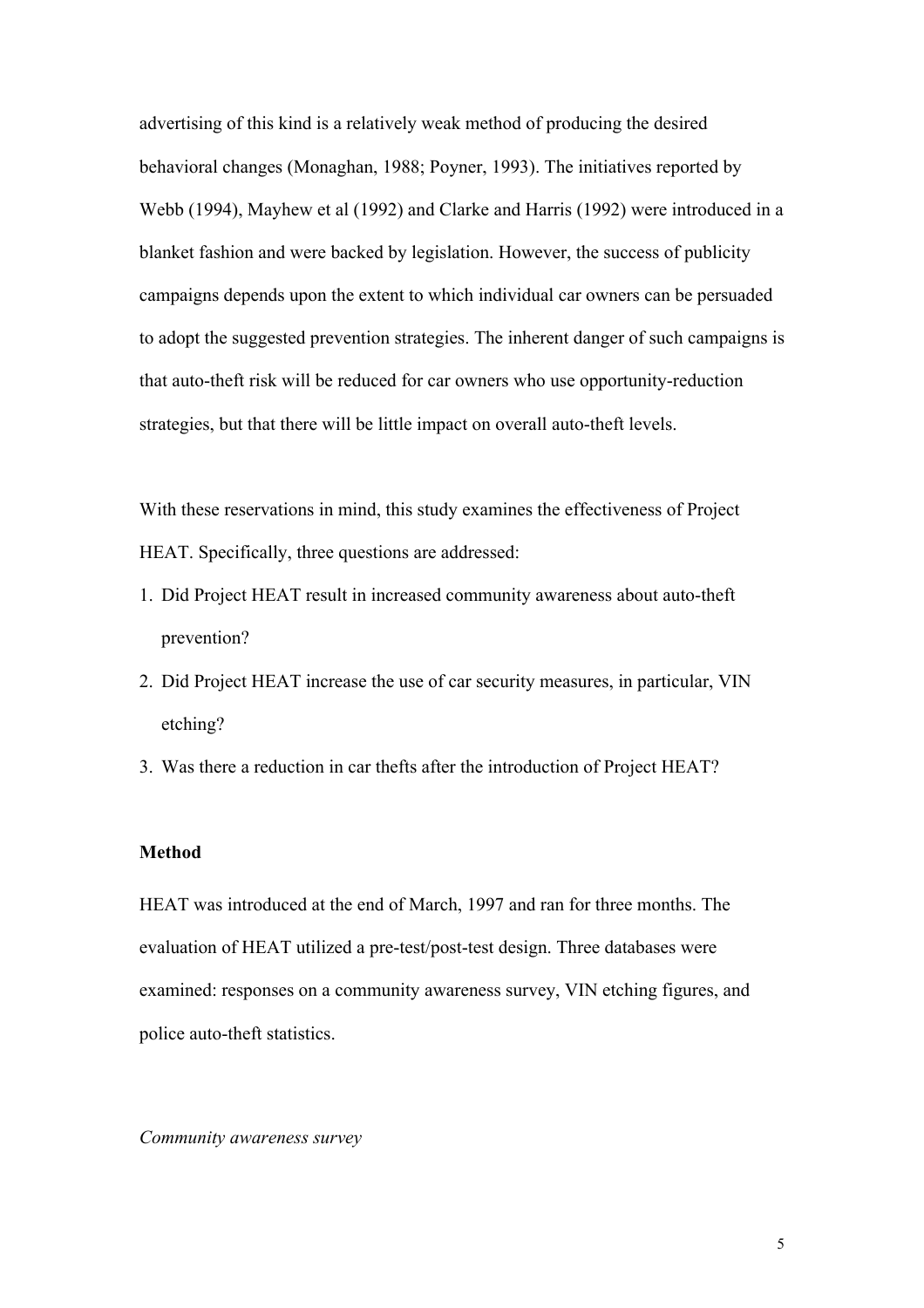advertising of this kind is a relatively weak method of producing the desired behavioral changes (Monaghan, 1988; Poyner, 1993). The initiatives reported by Webb (1994), Mayhew et al (1992) and Clarke and Harris (1992) were introduced in a blanket fashion and were backed by legislation. However, the success of publicity campaigns depends upon the extent to which individual car owners can be persuaded to adopt the suggested prevention strategies. The inherent danger of such campaigns is that auto-theft risk will be reduced for car owners who use opportunity-reduction strategies, but that there will be little impact on overall auto-theft levels.

With these reservations in mind, this study examines the effectiveness of Project HEAT. Specifically, three questions are addressed:

1. Did Project HEAT result in increased community awareness about auto-theft prevention?
2. Did Project HEAT increase the use of car security measures, in particular, VIN etching?
3. Was there a reduction in car thefts after the introduction of Project HEAT?

## Method

HEAT was introduced at the end of March, 1997 and ran for three months. The evaluation of HEAT utilized a pre-test/post-test design. Three databases were examined: responses on a community awareness survey, VIN etching figures, and police auto-theft statistics.

*Community awareness survey*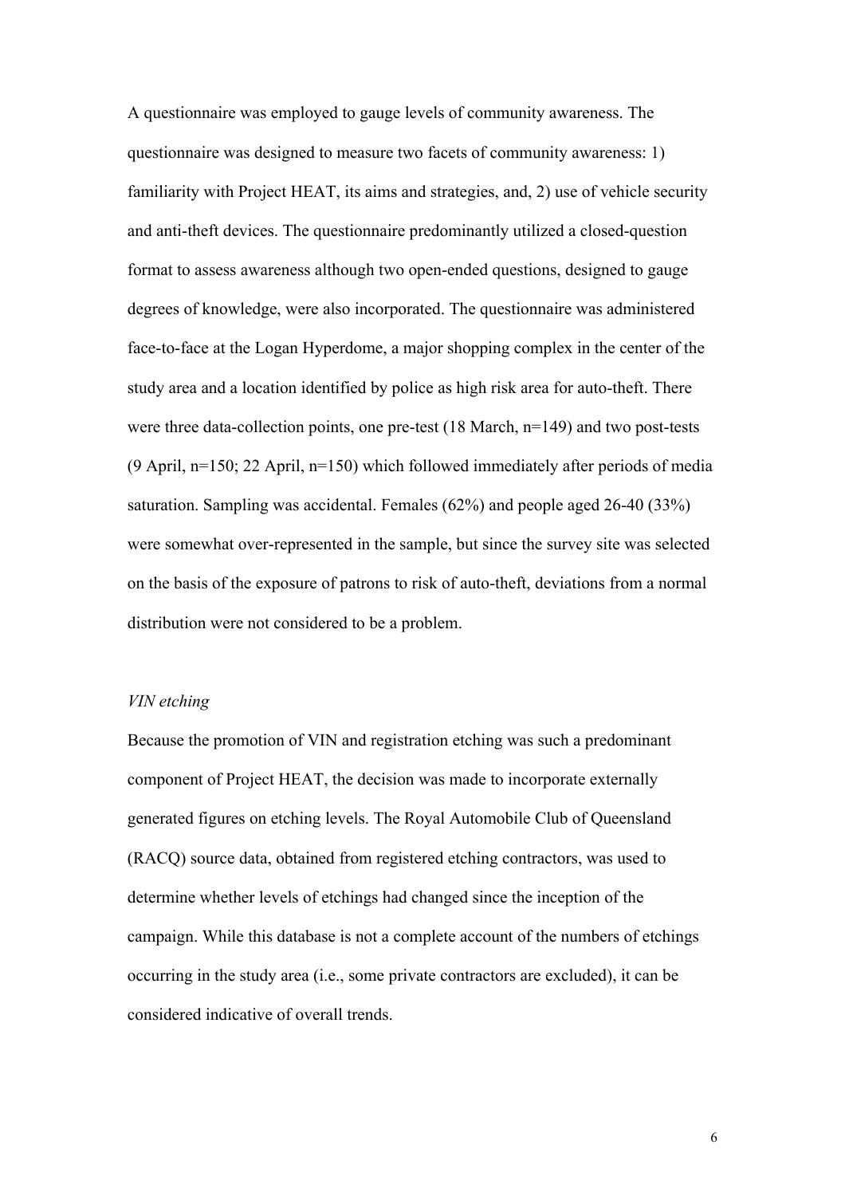A questionnaire was employed to gauge levels of community awareness. The questionnaire was designed to measure two facets of community awareness: 1) familiarity with Project HEAT, its aims and strategies, and, 2) use of vehicle security and anti-theft devices. The questionnaire predominantly utilized a closed-question format to assess awareness although two open-ended questions, designed to gauge degrees of knowledge, were also incorporated. The questionnaire was administered face-to-face at the Logan Hyperdome, a major shopping complex in the center of the study area and a location identified by police as high risk area for auto-theft. There were three data-collection points, one pre-test (18 March, n=149) and two post-tests (9 April, n=150; 22 April, n=150) which followed immediately after periods of media saturation. Sampling was accidental. Females (62%) and people aged 26-40 (33%) were somewhat over-represented in the sample, but since the survey site was selected on the basis of the exposure of patrons to risk of auto-theft, deviations from a normal distribution were not considered to be a problem.

*VIN etching*

Because the promotion of VIN and registration etching was such a predominant component of Project HEAT, the decision was made to incorporate externally generated figures on etching levels. The Royal Automobile Club of Queensland (RACQ) source data, obtained from registered etching contractors, was used to determine whether levels of etchings had changed since the inception of the campaign. While this database is not a complete account of the numbers of etchings occurring in the study area (i.e., some private contractors are excluded), it can be considered indicative of overall trends.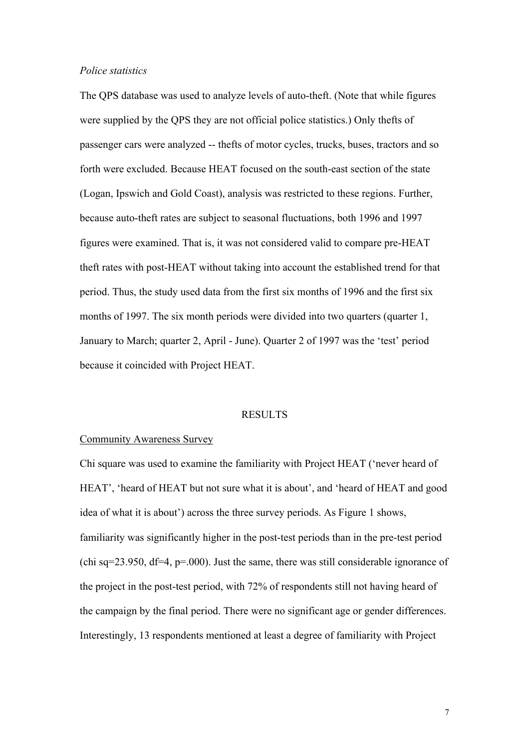*Police statistics*

The QPS database was used to analyze levels of auto-theft. (Note that while figures were supplied by the QPS they are not official police statistics.) Only thefts of passenger cars were analyzed -- thefts of motor cycles, trucks, buses, tractors and so forth were excluded. Because HEAT focused on the south-east section of the state (Logan, Ipswich and Gold Coast), analysis was restricted to these regions. Further, because auto-theft rates are subject to seasonal fluctuations, both 1996 and 1997 figures were examined. That is, it was not considered valid to compare pre-HEAT theft rates with post-HEAT without taking into account the established trend for that period. Thus, the study used data from the first six months of 1996 and the first six months of 1997. The six month periods were divided into two quarters (quarter 1, January to March; quarter 2, April - June). Quarter 2 of 1997 was the 'test' period because it coincided with Project HEAT.

## RESULTS

Community Awareness Survey

Chi square was used to examine the familiarity with Project HEAT ('never heard of HEAT', 'heard of HEAT but not sure what it is about', and 'heard of HEAT and good idea of what it is about') across the three survey periods. As Figure 1 shows, familiarity was significantly higher in the post-test periods than in the pre-test period (chi sq=23.950, df=4, p=.000). Just the same, there was still considerable ignorance of the project in the post-test period, with 72% of respondents still not having heard of the campaign by the final period. There were no significant age or gender differences. Interestingly, 13 respondents mentioned at least a degree of familiarity with Project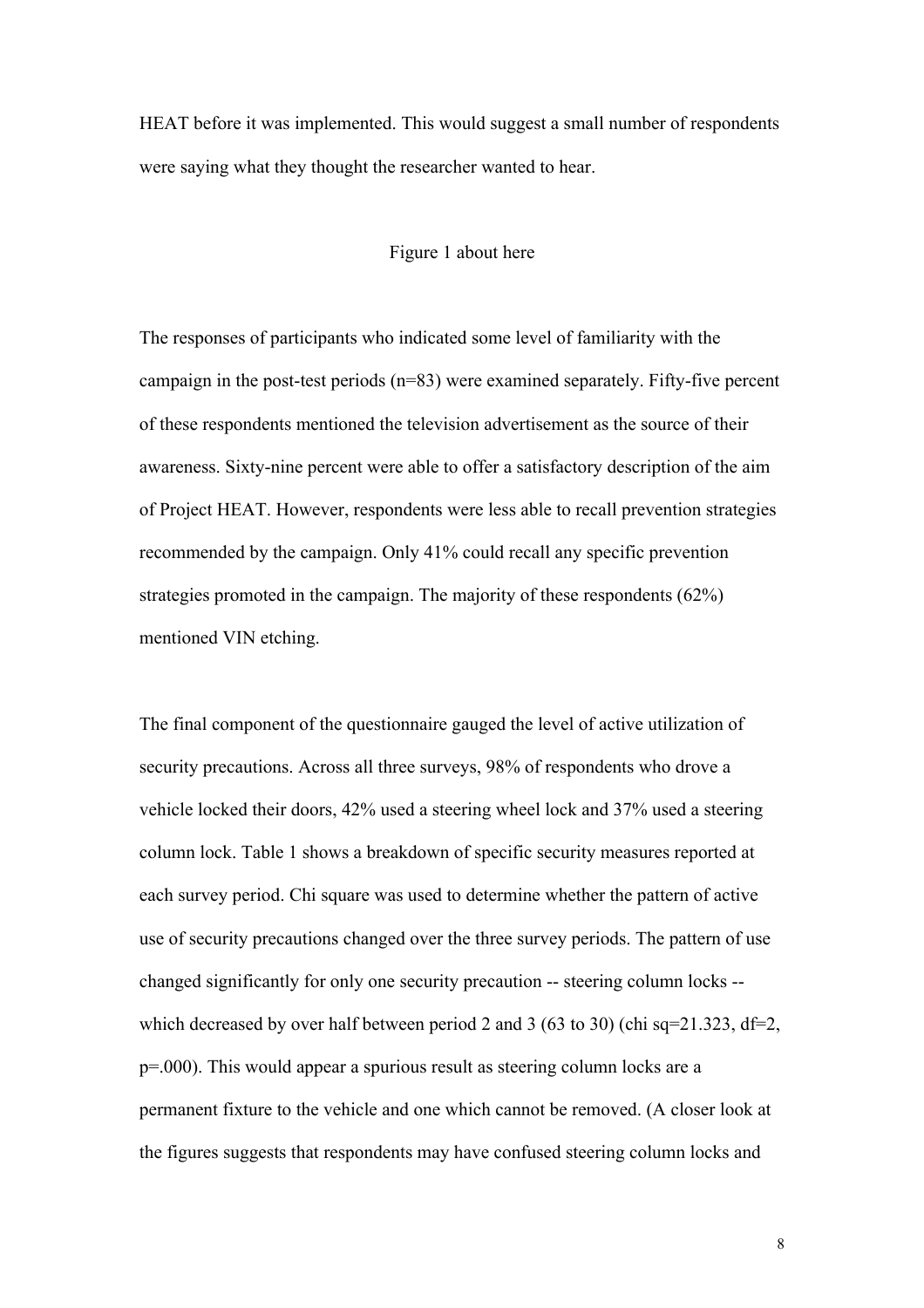HEAT before it was implemented. This would suggest a small number of respondents were saying what they thought the researcher wanted to hear.

Figure 1 about here

The responses of participants who indicated some level of familiarity with the campaign in the post-test periods (n=83) were examined separately. Fifty-five percent of these respondents mentioned the television advertisement as the source of their awareness. Sixty-nine percent were able to offer a satisfactory description of the aim of Project HEAT. However, respondents were less able to recall prevention strategies recommended by the campaign. Only 41% could recall any specific prevention strategies promoted in the campaign. The majority of these respondents (62%) mentioned VIN etching.

The final component of the questionnaire gauged the level of active utilization of security precautions. Across all three surveys, 98% of respondents who drove a vehicle locked their doors, 42% used a steering wheel lock and 37% used a steering column lock. Table 1 shows a breakdown of specific security measures reported at each survey period. Chi square was used to determine whether the pattern of active use of security precautions changed over the three survey periods. The pattern of use changed significantly for only one security precaution -- steering column locks -- which decreased by over half between period 2 and 3 (63 to 30) (chi sq=21.323, df=2, p=.000). This would appear a spurious result as steering column locks are a permanent fixture to the vehicle and one which cannot be removed. (A closer look at the figures suggests that respondents may have confused steering column locks and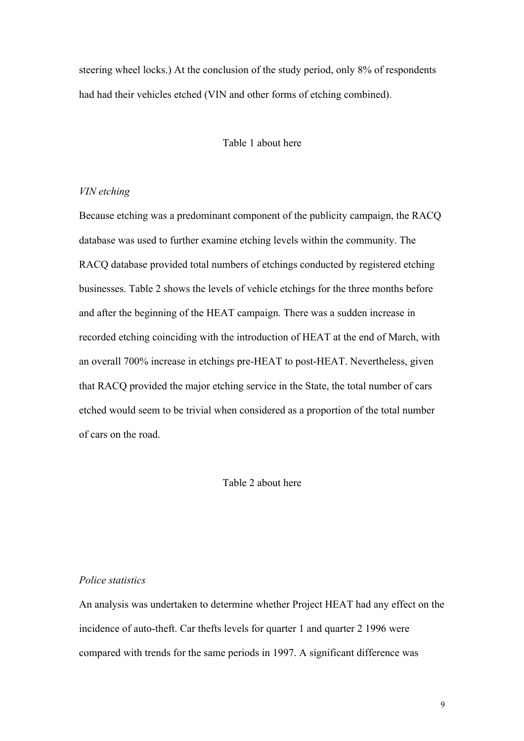steering wheel locks.) At the conclusion of the study period, only 8% of respondents had had their vehicles etched (VIN and other forms of etching combined).

Table 1 about here

*VIN etching*

Because etching was a predominant component of the publicity campaign, the RACQ database was used to further examine etching levels within the community. The RACQ database provided total numbers of etchings conducted by registered etching businesses. Table 2 shows the levels of vehicle etchings for the three months before and after the beginning of the HEAT campaign. There was a sudden increase in recorded etching coinciding with the introduction of HEAT at the end of March, with an overall 700% increase in etchings pre-HEAT to post-HEAT. Nevertheless, given that RACQ provided the major etching service in the State, the total number of cars etched would seem to be trivial when considered as a proportion of the total number of cars on the road.

Table 2 about here

*Police statistics*

An analysis was undertaken to determine whether Project HEAT had any effect on the incidence of auto-theft. Car thefts levels for quarter 1 and quarter 2 1996 were compared with trends for the same periods in 1997. A significant difference was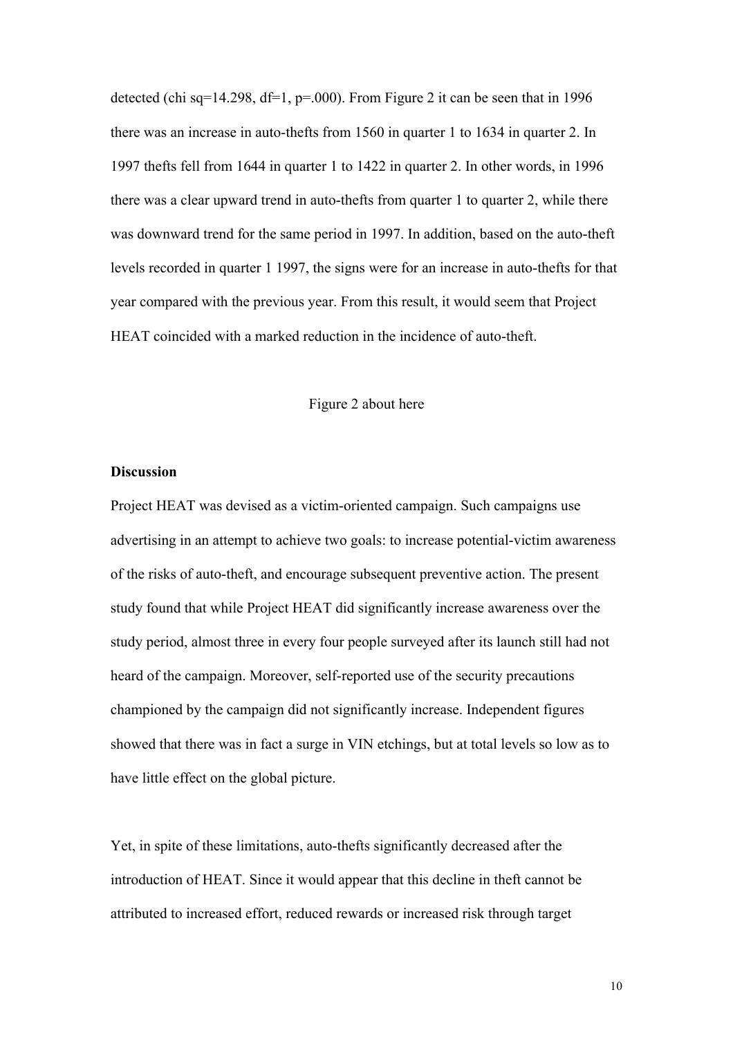detected (chi sq=14.298, df=1, p=.000). From Figure 2 it can be seen that in 1996 there was an increase in auto-thefts from 1560 in quarter 1 to 1634 in quarter 2. In 1997 thefts fell from 1644 in quarter 1 to 1422 in quarter 2. In other words, in 1996 there was a clear upward trend in auto-thefts from quarter 1 to quarter 2, while there was downward trend for the same period in 1997. In addition, based on the auto-theft levels recorded in quarter 1 1997, the signs were for an increase in auto-thefts for that year compared with the previous year. From this result, it would seem that Project HEAT coincided with a marked reduction in the incidence of auto-theft.

Figure 2 about here

**Discussion**

Project HEAT was devised as a victim-oriented campaign. Such campaigns use advertising in an attempt to achieve two goals: to increase potential-victim awareness of the risks of auto-theft, and encourage subsequent preventive action. The present study found that while Project HEAT did significantly increase awareness over the study period, almost three in every four people surveyed after its launch still had not heard of the campaign. Moreover, self-reported use of the security precautions championed by the campaign did not significantly increase. Independent figures showed that there was in fact a surge in VIN etchings, but at total levels so low as to have little effect on the global picture.

Yet, in spite of these limitations, auto-thefts significantly decreased after the introduction of HEAT. Since it would appear that this decline in theft cannot be attributed to increased effort, reduced rewards or increased risk through target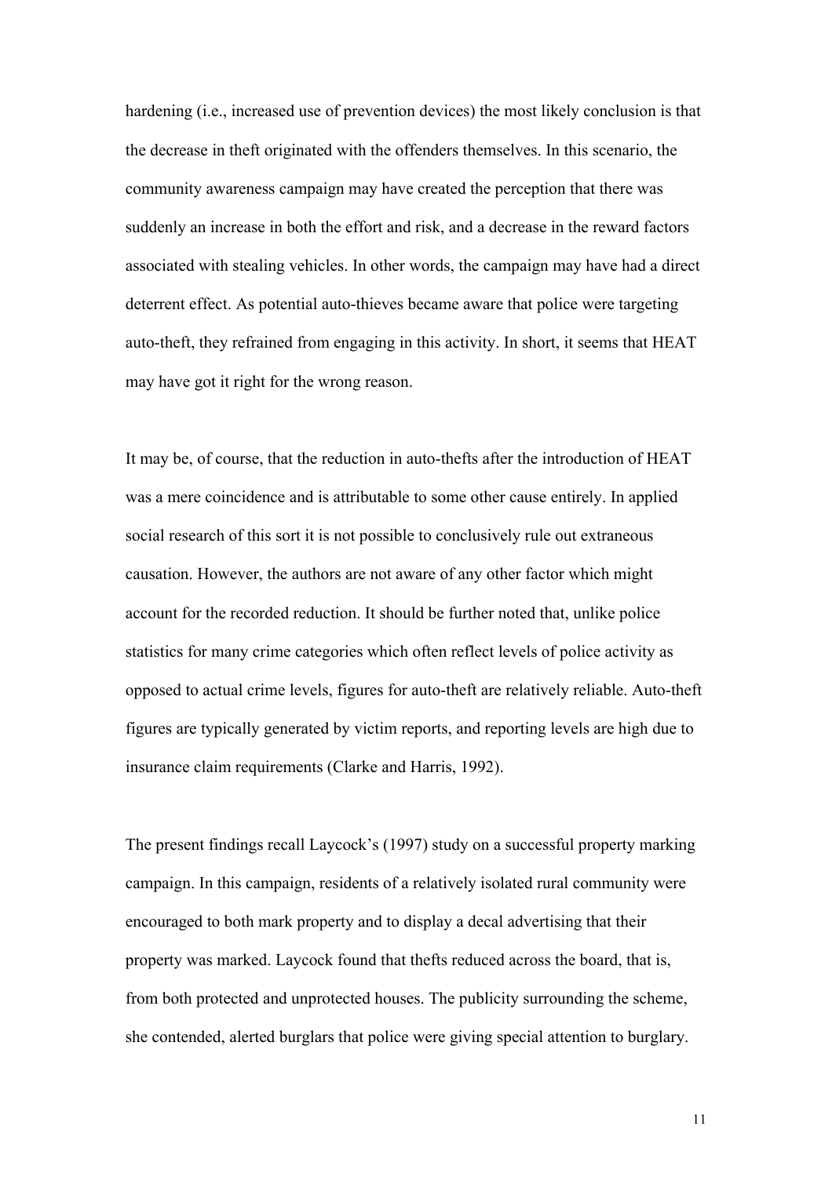hardening (i.e., increased use of prevention devices) the most likely conclusion is that the decrease in theft originated with the offenders themselves. In this scenario, the community awareness campaign may have created the perception that there was suddenly an increase in both the effort and risk, and a decrease in the reward factors associated with stealing vehicles. In other words, the campaign may have had a direct deterrent effect. As potential auto-thieves became aware that police were targeting auto-theft, they refrained from engaging in this activity. In short, it seems that HEAT may have got it right for the wrong reason.

It may be, of course, that the reduction in auto-thefts after the introduction of HEAT was a mere coincidence and is attributable to some other cause entirely. In applied social research of this sort it is not possible to conclusively rule out extraneous causation. However, the authors are not aware of any other factor which might account for the recorded reduction. It should be further noted that, unlike police statistics for many crime categories which often reflect levels of police activity as opposed to actual crime levels, figures for auto-theft are relatively reliable. Auto-theft figures are typically generated by victim reports, and reporting levels are high due to insurance claim requirements (Clarke and Harris, 1992).

The present findings recall Laycock's (1997) study on a successful property marking campaign. In this campaign, residents of a relatively isolated rural community were encouraged to both mark property and to display a decal advertising that their property was marked. Laycock found that thefts reduced across the board, that is, from both protected and unprotected houses. The publicity surrounding the scheme, she contended, alerted burglars that police were giving special attention to burglary.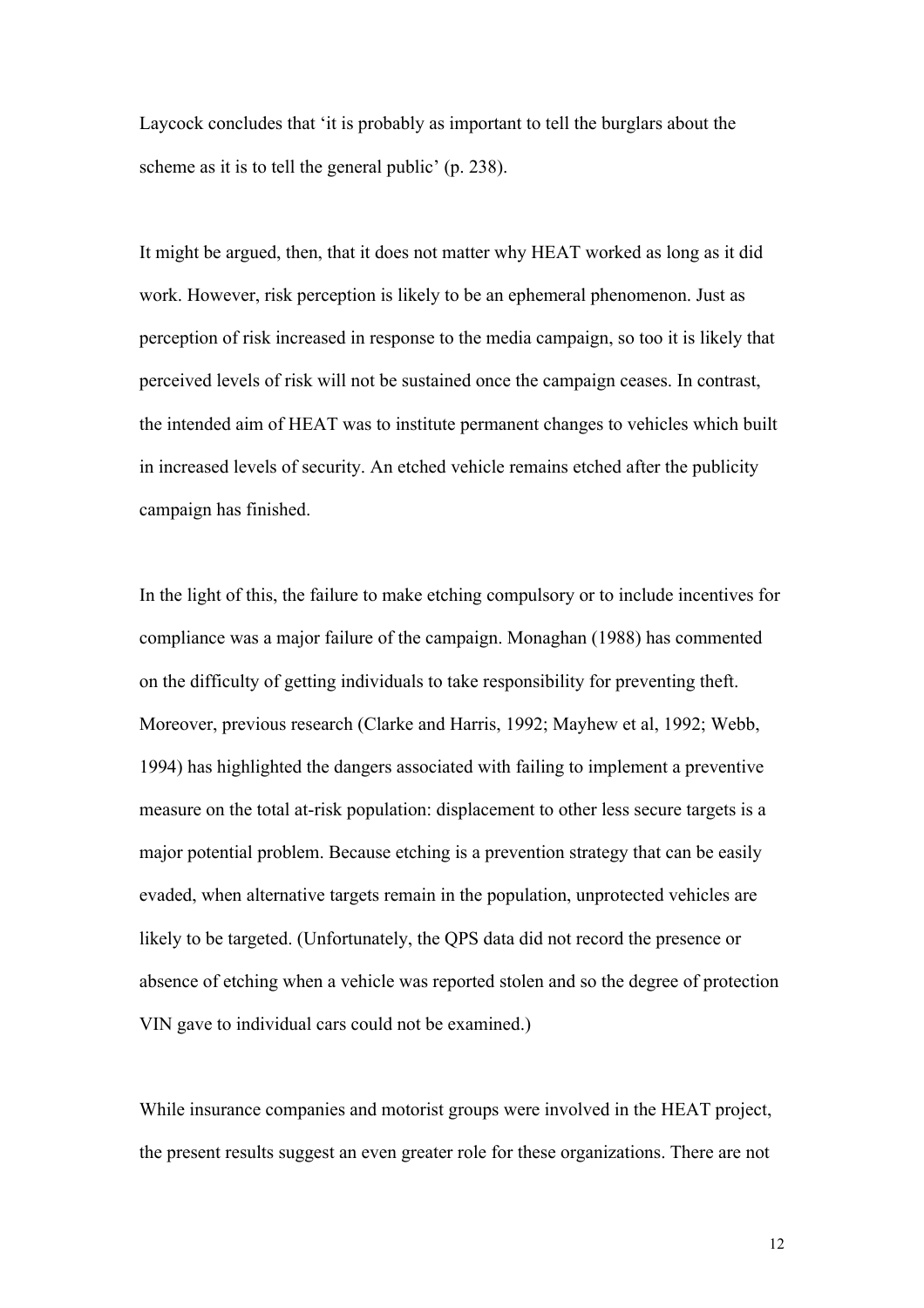Laycock concludes that 'it is probably as important to tell the burglars about the scheme as it is to tell the general public' (p. 238).

It might be argued, then, that it does not matter why HEAT worked as long as it did work. However, risk perception is likely to be an ephemeral phenomenon. Just as perception of risk increased in response to the media campaign, so too it is likely that perceived levels of risk will not be sustained once the campaign ceases. In contrast, the intended aim of HEAT was to institute permanent changes to vehicles which built in increased levels of security. An etched vehicle remains etched after the publicity campaign has finished.

In the light of this, the failure to make etching compulsory or to include incentives for compliance was a major failure of the campaign. Monaghan (1988) has commented on the difficulty of getting individuals to take responsibility for preventing theft. Moreover, previous research (Clarke and Harris, 1992; Mayhew et al, 1992; Webb, 1994) has highlighted the dangers associated with failing to implement a preventive measure on the total at-risk population: displacement to other less secure targets is a major potential problem. Because etching is a prevention strategy that can be easily evaded, when alternative targets remain in the population, unprotected vehicles are likely to be targeted. (Unfortunately, the QPS data did not record the presence or absence of etching when a vehicle was reported stolen and so the degree of protection VIN gave to individual cars could not be examined.)

While insurance companies and motorist groups were involved in the HEAT project, the present results suggest an even greater role for these organizations. There are not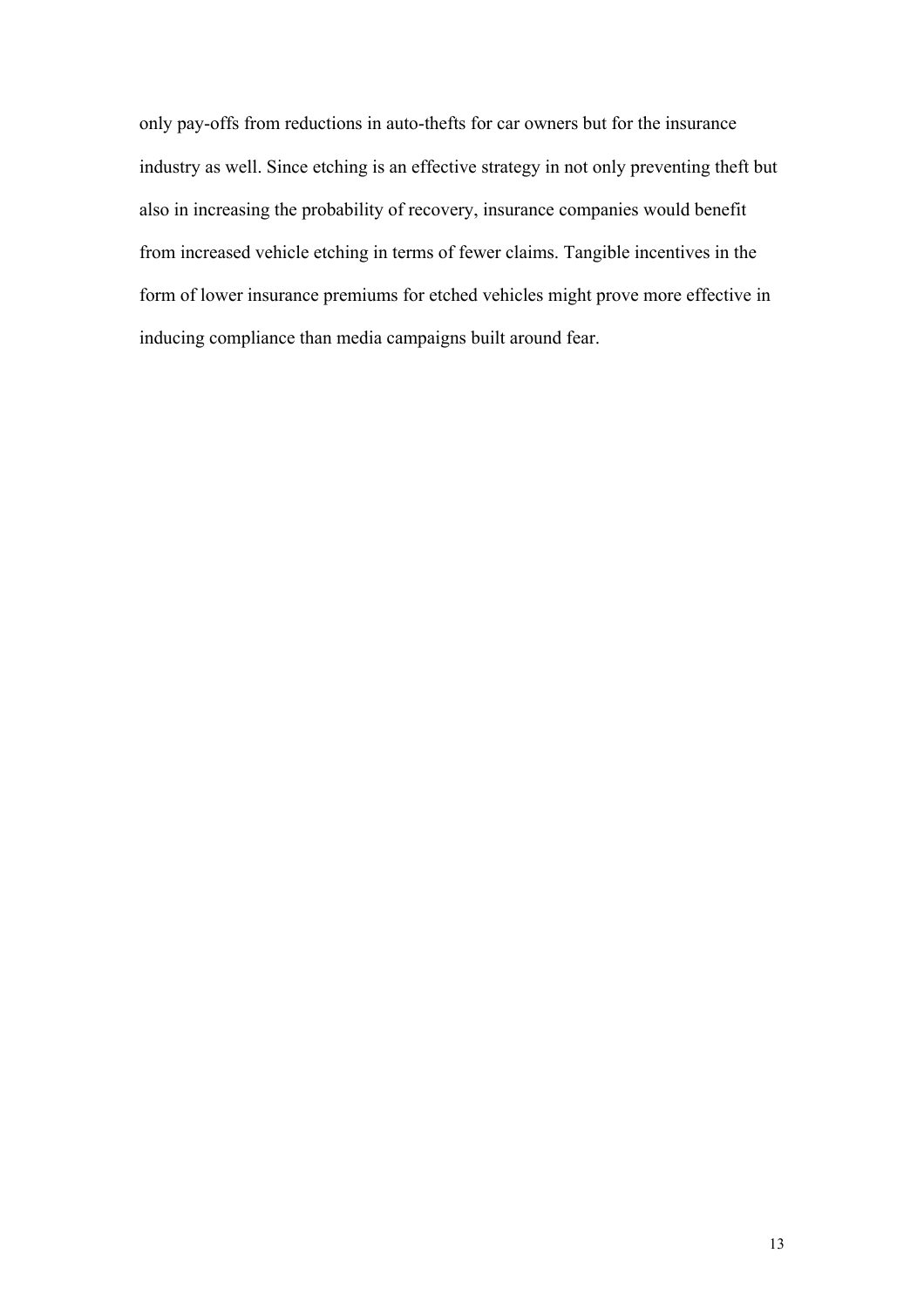only pay-offs from reductions in auto-thefts for car owners but for the insurance industry as well. Since etching is an effective strategy in not only preventing theft but also in increasing the probability of recovery, insurance companies would benefit from increased vehicle etching in terms of fewer claims. Tangible incentives in the form of lower insurance premiums for etched vehicles might prove more effective in inducing compliance than media campaigns built around fear.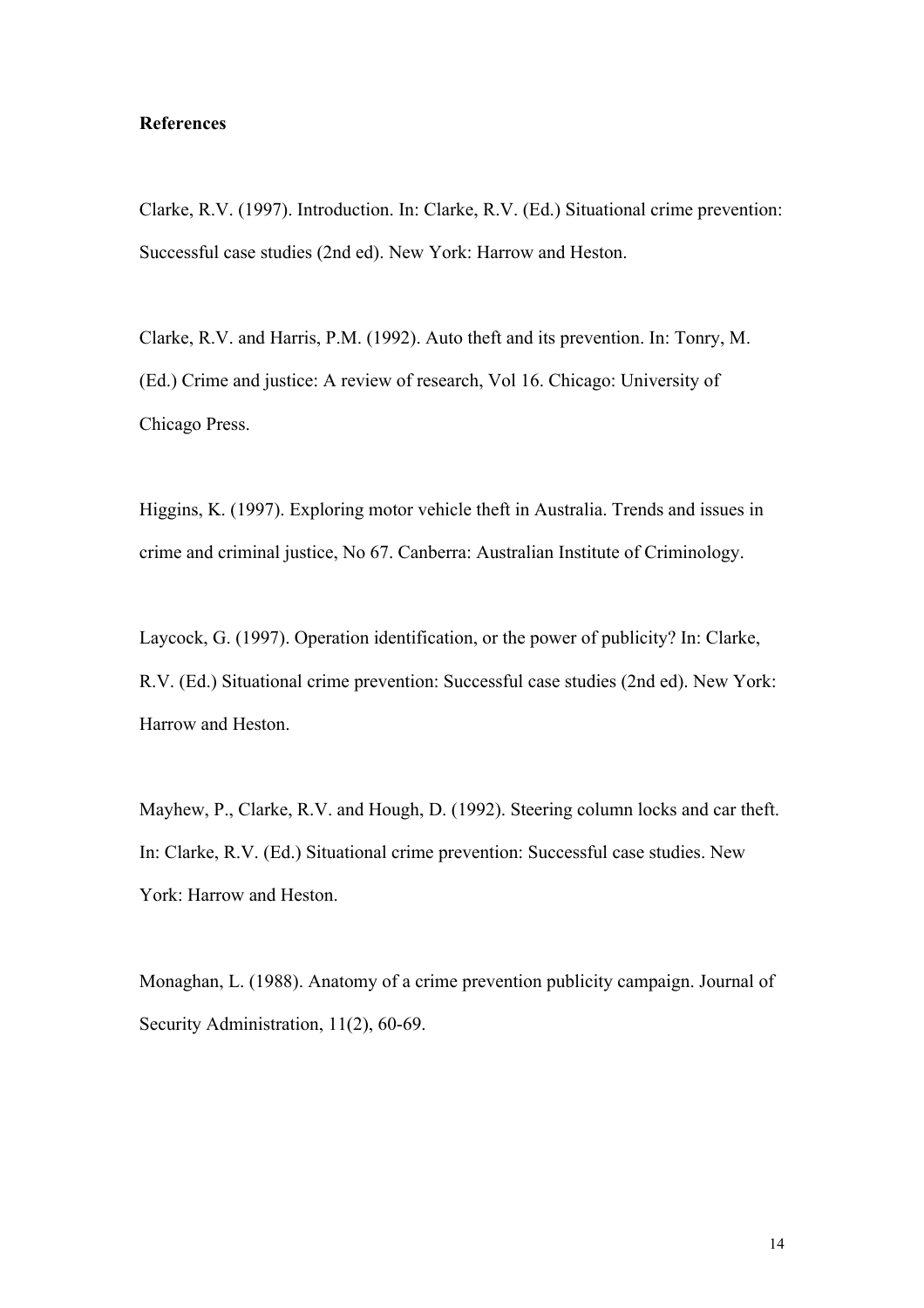**References**

Clarke, R.V. (1997). Introduction. In: Clarke, R.V. (Ed.) Situational crime prevention: Successful case studies (2nd ed). New York: Harrow and Heston.

Clarke, R.V. and Harris, P.M. (1992). Auto theft and its prevention. In: Tonry, M. (Ed.) Crime and justice: A review of research, Vol 16. Chicago: University of Chicago Press.

Higgins, K. (1997). Exploring motor vehicle theft in Australia. Trends and issues in crime and criminal justice, No 67. Canberra: Australian Institute of Criminology.

Laycock, G. (1997). Operation identification, or the power of publicity? In: Clarke, R.V. (Ed.) Situational crime prevention: Successful case studies (2nd ed). New York: Harrow and Heston.

Mayhew, P., Clarke, R.V. and Hough, D. (1992). Steering column locks and car theft. In: Clarke, R.V. (Ed.) Situational crime prevention: Successful case studies. New York: Harrow and Heston.

Monaghan, L. (1988). Anatomy of a crime prevention publicity campaign. Journal of Security Administration, 11(2), 60-69.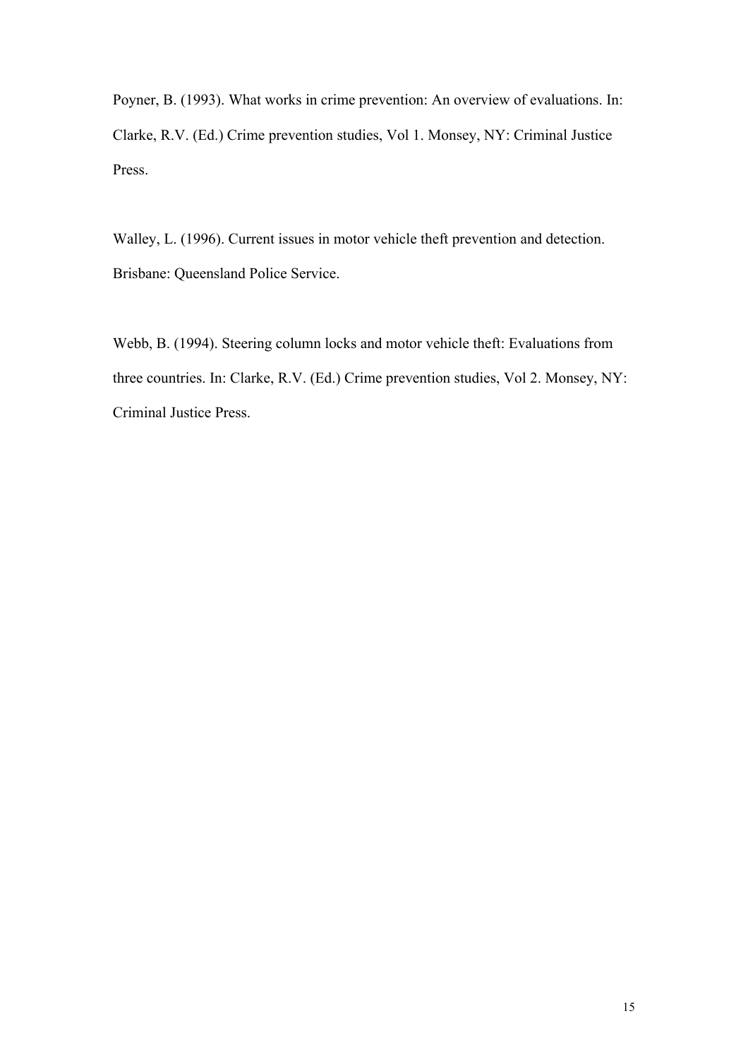Poyner, B. (1993). What works in crime prevention: An overview of evaluations. In: Clarke, R.V. (Ed.) Crime prevention studies, Vol 1. Monsey, NY: Criminal Justice Press.

Walley, L. (1996). Current issues in motor vehicle theft prevention and detection. Brisbane: Queensland Police Service.

Webb, B. (1994). Steering column locks and motor vehicle theft: Evaluations from three countries. In: Clarke, R.V. (Ed.) Crime prevention studies, Vol 2. Monsey, NY: Criminal Justice Press.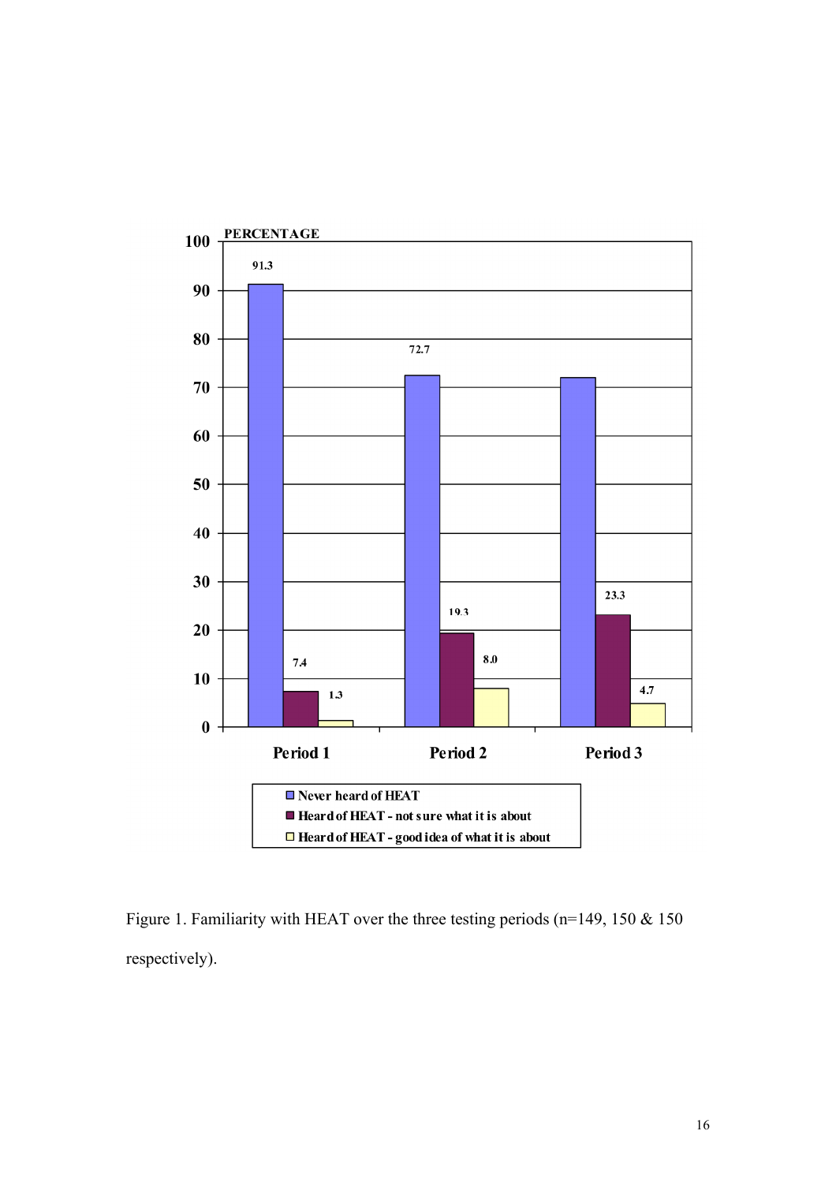Figure 1. Familiarity with HEAT over the three testing periods (n=149, 150 & 150 respectively).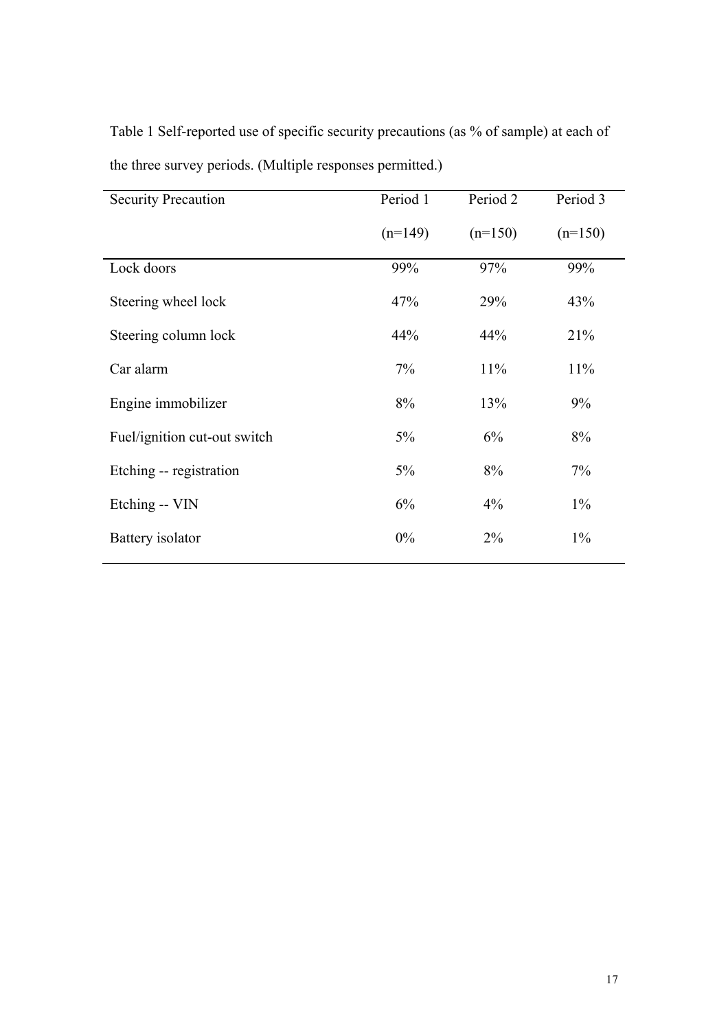Table 1 Self-reported use of specific security precautions (as % of sample) at each of the three survey periods. (Multiple responses permitted.)

| Security Precaution | Period 1 (n=149) | Period 2 (n=150) | Period 3 (n=150) |
|---|---|---|---|
| Lock doors | 99% | 97% | 99% |
| Steering wheel lock | 47% | 29% | 43% |
| Steering column lock | 44% | 44% | 21% |
| Car alarm | 7% | 11% | 11% |
| Engine immobilizer | 8% | 13% | 9% |
| Fuel/ignition cut-out switch | 5% | 6% | 8% |
| Etching -- registration | 5% | 8% | 7% |
| Etching -- VIN | 6% | 4% | 1% |
| Battery isolator | 0% | 2% | 1% |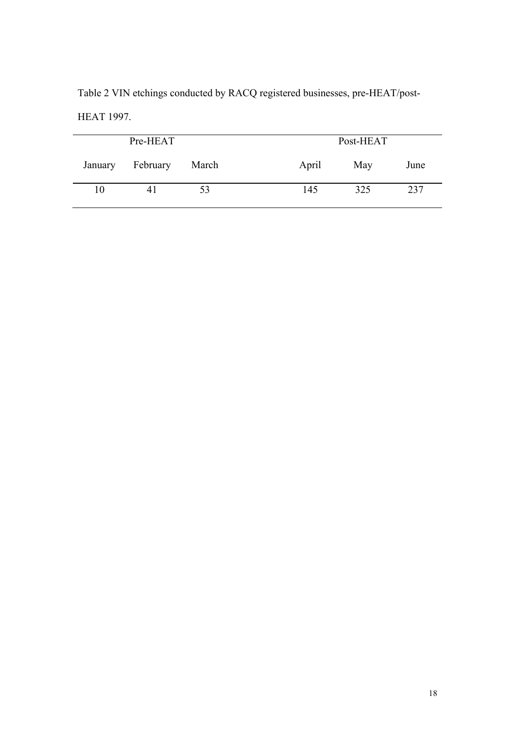Table 2 VIN etchings conducted by RACQ registered businesses, pre-HEAT/post-HEAT 1997.

| Pre-HEAT | | | Post-HEAT | | |
|---|---|---|---|---|---|
| January | February | March | April | May | June |
| 10 | 41 | 53 | 145 | 325 | 237 |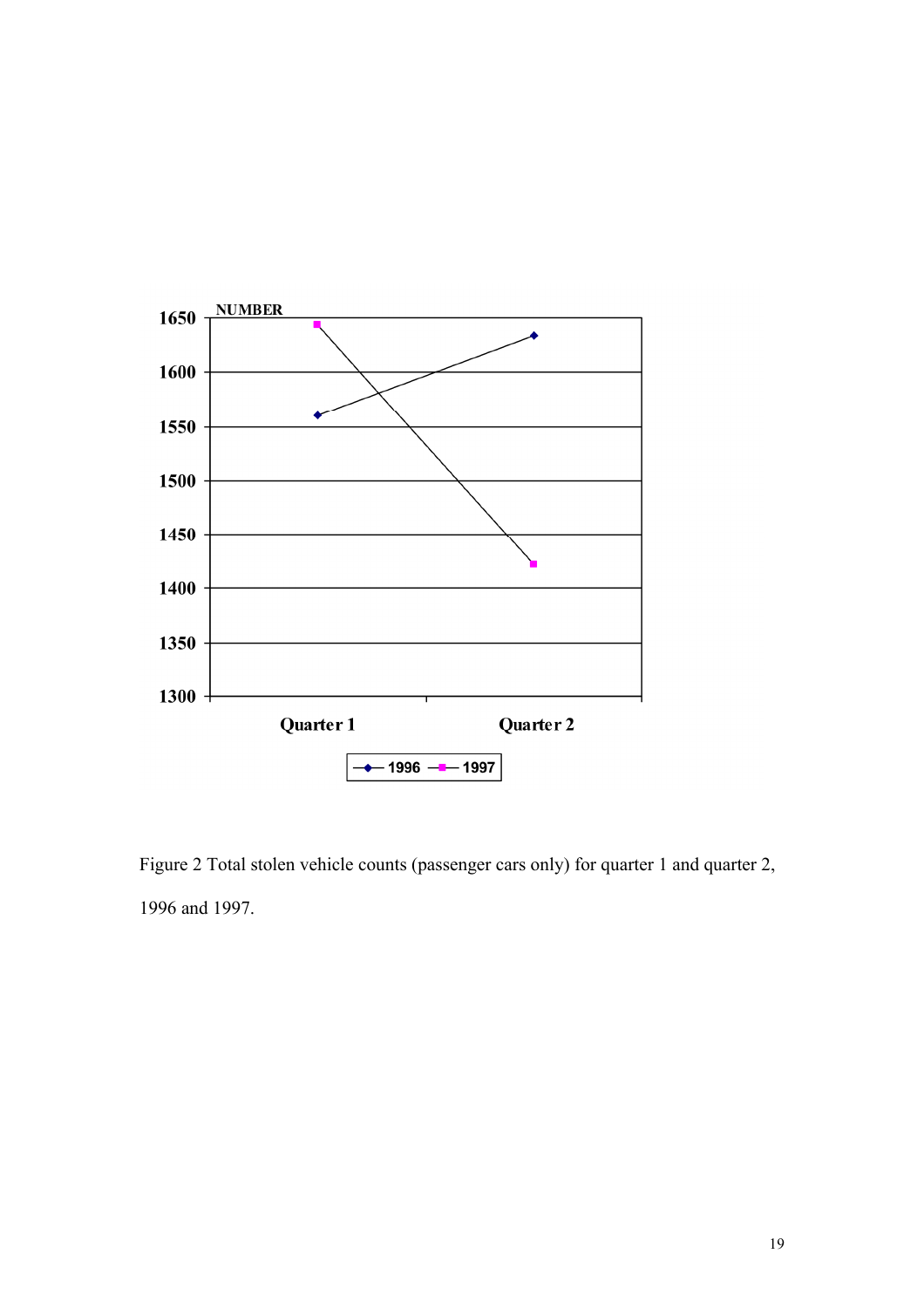NUMBER

1650
1600
1550
1500
1450
1400
1350
1300

Quarter 1
Quarter 2

1996
1997

Figure 2 Total stolen vehicle counts (passenger cars only) for quarter 1 and quarter 2, 1996 and 1997.